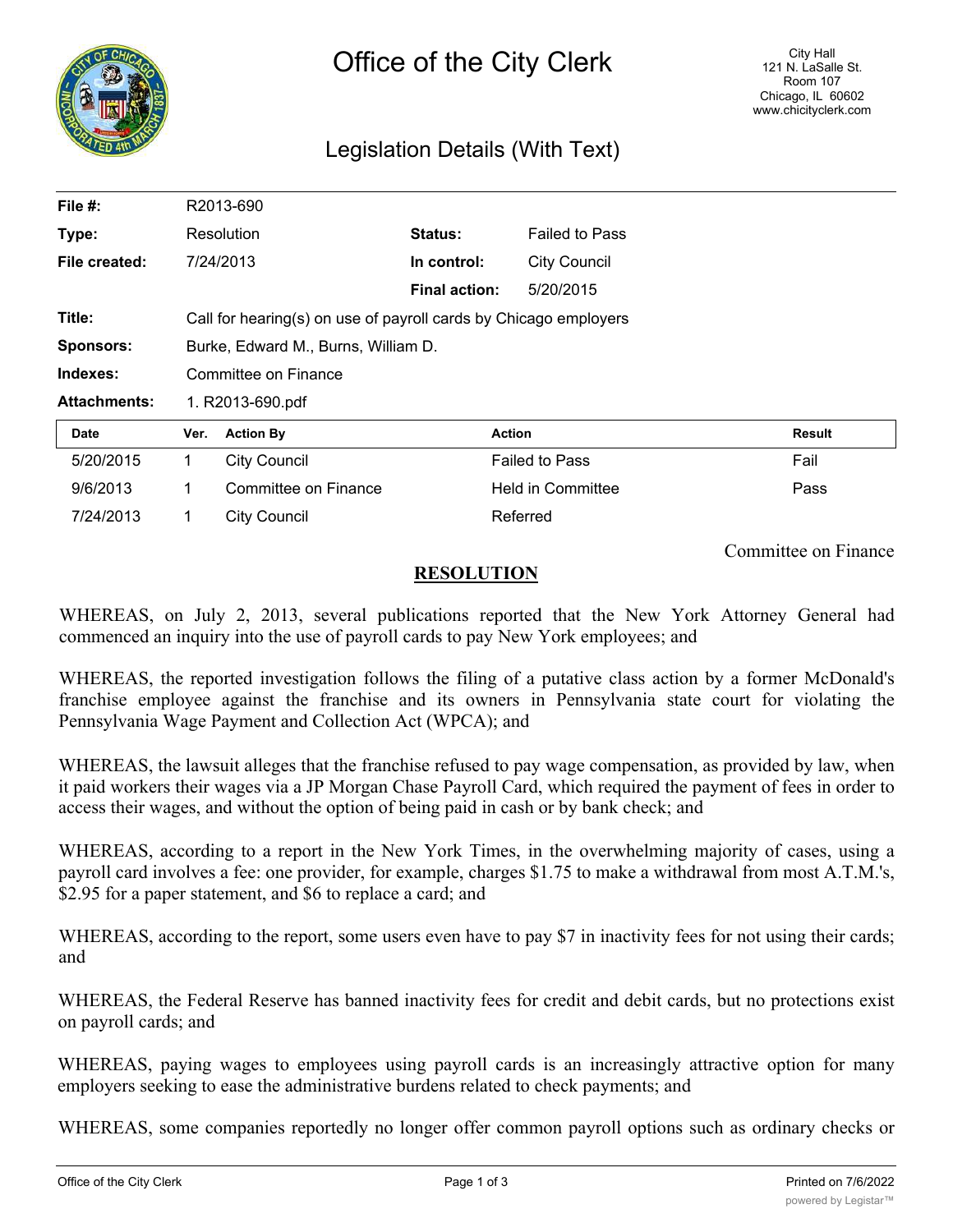# Office of the City Clerk

City Hall
121 N. LaSalle St.
Room 107
Chicago, IL 60602
www.chicityclerk.com

## Legislation Details (With Text)

| | | | |
|---|---|---|---|
| **File #:** | R2013-690 | | |
| **Type:** | Resolution | **Status:** | Failed to Pass |
| **File created:** | 7/24/2013 | **In control:** | City Council |
| | | **Final action:** | 5/20/2015 |
| **Title:** | Call for hearing(s) on use of payroll cards by Chicago employers | | |
| **Sponsors:** | Burke, Edward M., Burns, William D. | | |
| **Indexes:** | Committee on Finance | | |
| **Attachments:** | 1. R2013-690.pdf | | |

| Date | Ver. | Action By | Action | Result |
|---|---|---|---|---|
| 5/20/2015 | 1 | City Council | Failed to Pass | Fail |
| 9/6/2013 | 1 | Committee on Finance | Held in Committee | Pass |
| 7/24/2013 | 1 | City Council | Referred | |

Committee on Finance

**RESOLUTION**

WHEREAS, on July 2, 2013, several publications reported that the New York Attorney General had commenced an inquiry into the use of payroll cards to pay New York employees; and

WHEREAS, the reported investigation follows the filing of a putative class action by a former McDonald's franchise employee against the franchise and its owners in Pennsylvania state court for violating the Pennsylvania Wage Payment and Collection Act (WPCA); and

WHEREAS, the lawsuit alleges that the franchise refused to pay wage compensation, as provided by law, when it paid workers their wages via a JP Morgan Chase Payroll Card, which required the payment of fees in order to access their wages, and without the option of being paid in cash or by bank check; and

WHEREAS, according to a report in the New York Times, in the overwhelming majority of cases, using a payroll card involves a fee: one provider, for example, charges $1.75 to make a withdrawal from most A.T.M.'s, $2.95 for a paper statement, and $6 to replace a card; and

WHEREAS, according to the report, some users even have to pay $7 in inactivity fees for not using their cards; and

WHEREAS, the Federal Reserve has banned inactivity fees for credit and debit cards, but no protections exist on payroll cards; and

WHEREAS, paying wages to employees using payroll cards is an increasingly attractive option for many employers seeking to ease the administrative burdens related to check payments; and

WHEREAS, some companies reportedly no longer offer common payroll options such as ordinary checks or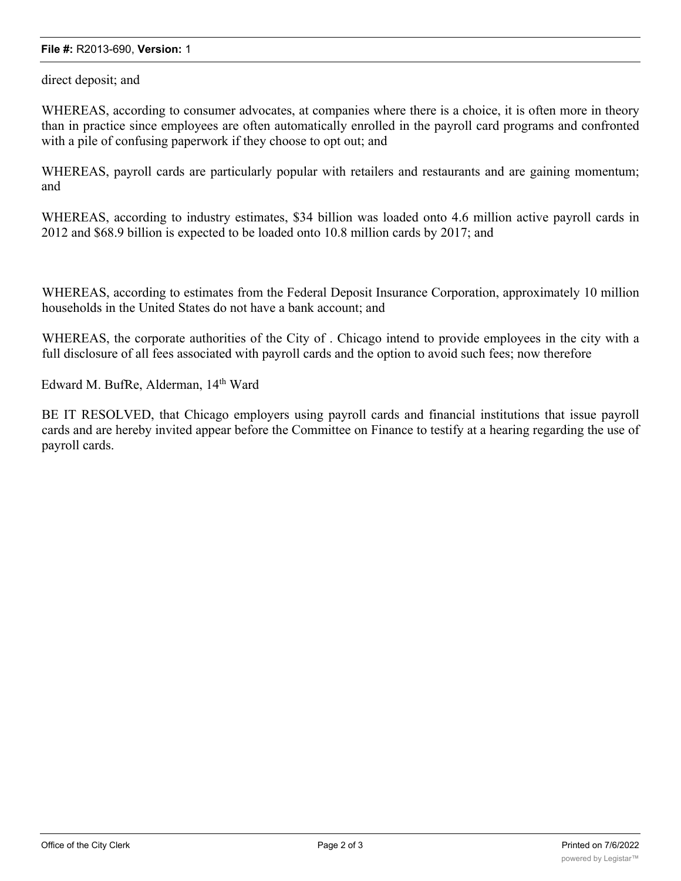direct deposit; and

WHEREAS, according to consumer advocates, at companies where there is a choice, it is often more in theory than in practice since employees are often automatically enrolled in the payroll card programs and confronted with a pile of confusing paperwork if they choose to opt out; and

WHEREAS, payroll cards are particularly popular with retailers and restaurants and are gaining momentum; and

WHEREAS, according to industry estimates, $34 billion was loaded onto 4.6 million active payroll cards in 2012 and $68.9 billion is expected to be loaded onto 10.8 million cards by 2017; and

WHEREAS, according to estimates from the Federal Deposit Insurance Corporation, approximately 10 million households in the United States do not have a bank account; and

WHEREAS, the corporate authorities of the City of . Chicago intend to provide employees in the city with a full disclosure of all fees associated with payroll cards and the option to avoid such fees; now therefore

Edward M. BufRe, Alderman, 14th Ward

BE IT RESOLVED, that Chicago employers using payroll cards and financial institutions that issue payroll cards and are hereby invited appear before the Committee on Finance to testify at a hearing regarding the use of payroll cards.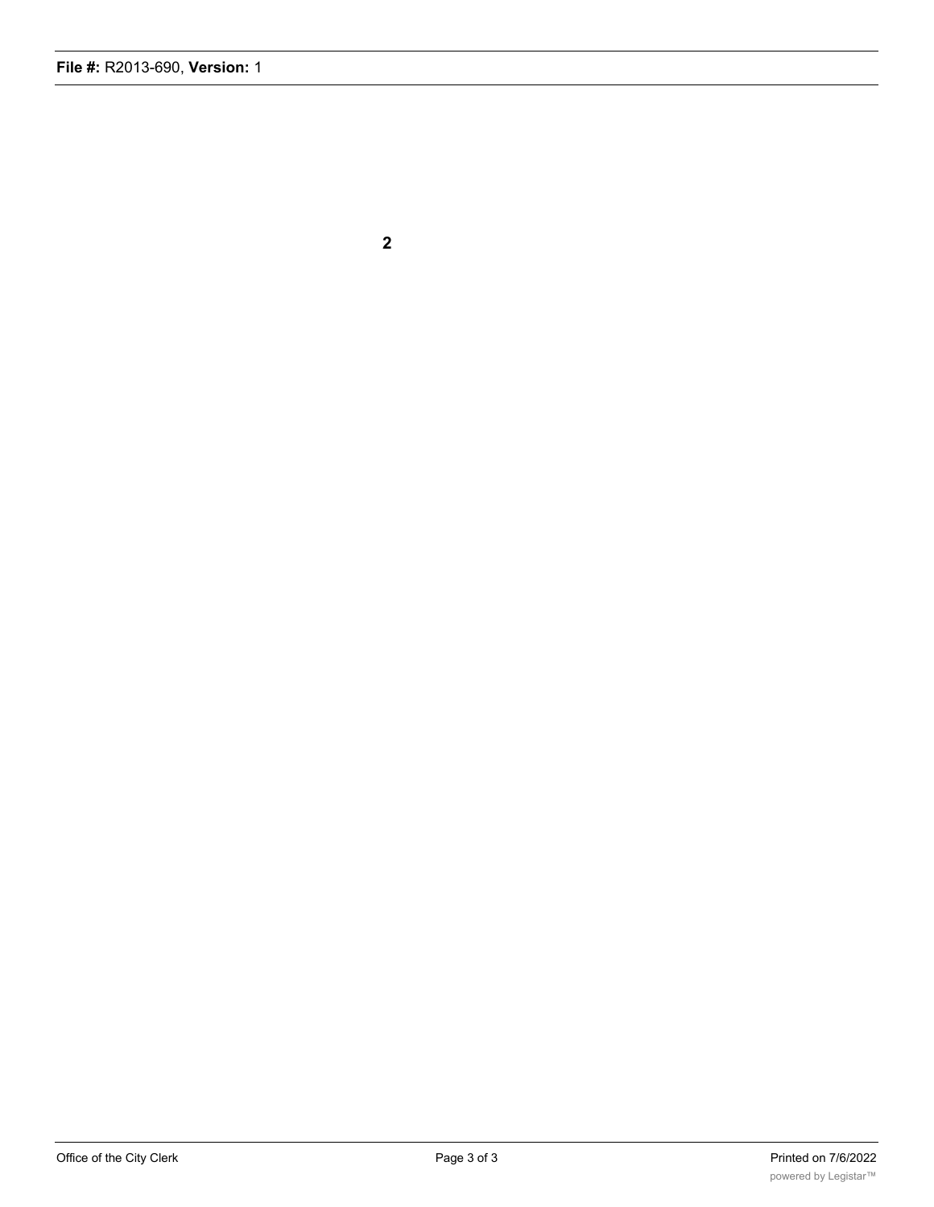**2**